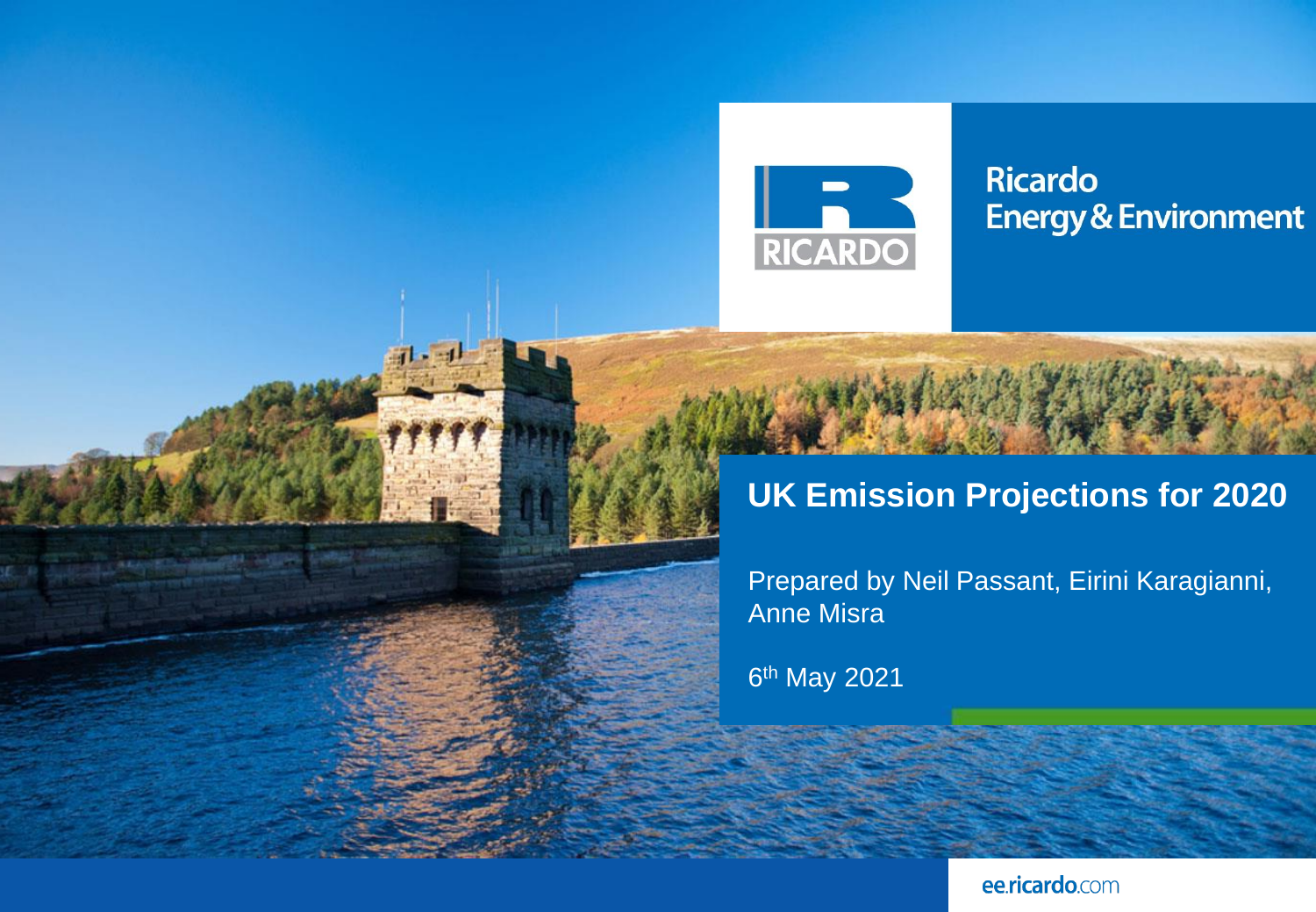Ricardo
Energy & Environment

# UK Emission Projections for 2020

Prepared by Neil Passant, Eirini Karagianni, Anne Misra

6th May 2021

ee.ricardo.com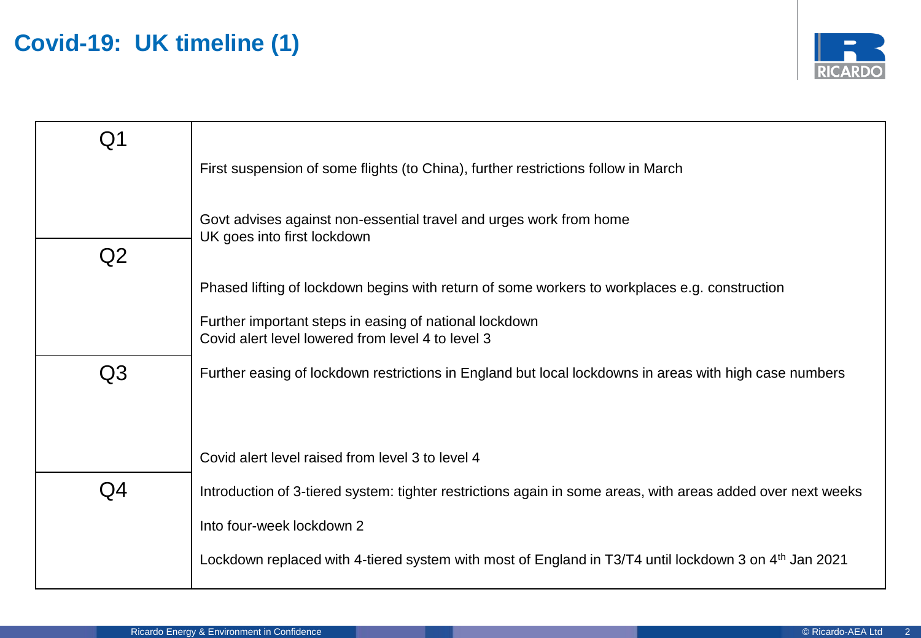# Covid-19: UK timeline (1)

| Quarter | Events |
|---|---|
| Q1 | First suspension of some flights (to China), further restrictions follow in March<br><br>Govt advises against non-essential travel and urges work from home<br>UK goes into first lockdown |
| Q2 | Phased lifting of lockdown begins with return of some workers to workplaces e.g. construction<br><br>Further important steps in easing of national lockdown<br>Covid alert level lowered from level 4 to level 3 |
| Q3 | Further easing of lockdown restrictions in England but local lockdowns in areas with high case numbers<br><br>Covid alert level raised from level 3 to level 4 |
| Q4 | Introduction of 3-tiered system: tighter restrictions again in some areas, with areas added over next weeks<br><br>Into four-week lockdown 2<br><br>Lockdown replaced with 4-tiered system with most of England in T3/T4 until lockdown 3 on 4th Jan 2021 |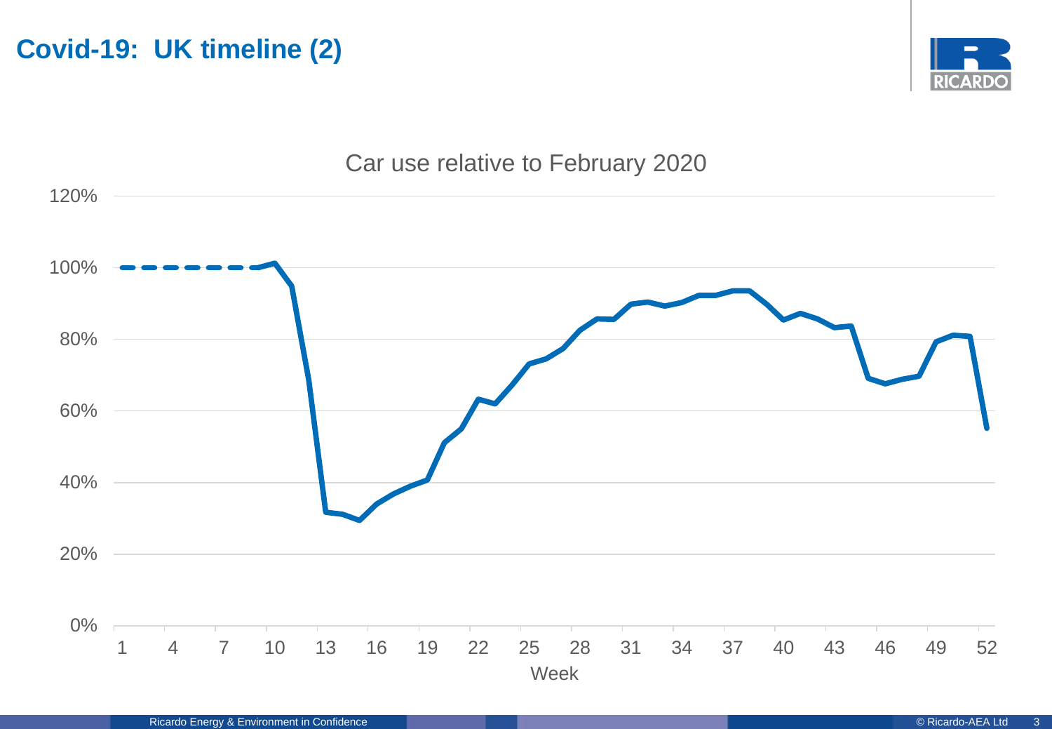# Covid-19: UK timeline (2)

Car use relative to February 2020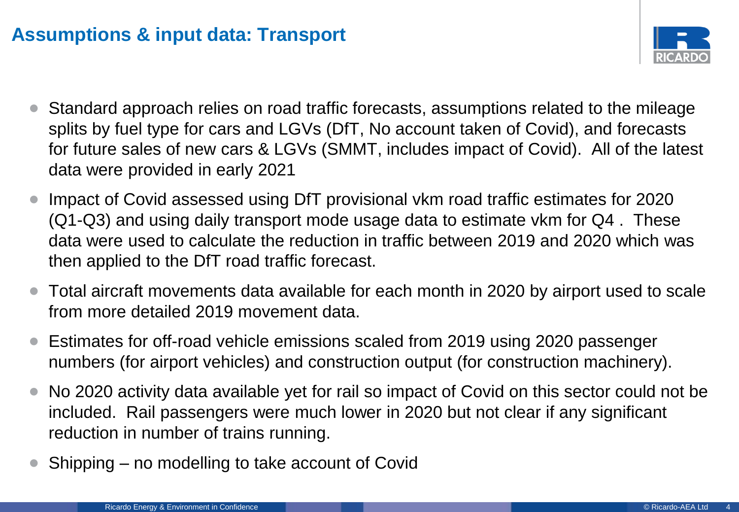## Assumptions & input data: Transport

- Standard approach relies on road traffic forecasts, assumptions related to the mileage splits by fuel type for cars and LGVs (DfT, No account taken of Covid), and forecasts for future sales of new cars & LGVs (SMMT, includes impact of Covid). All of the latest data were provided in early 2021
- Impact of Covid assessed using DfT provisional vkm road traffic estimates for 2020 (Q1-Q3) and using daily transport mode usage data to estimate vkm for Q4 . These data were used to calculate the reduction in traffic between 2019 and 2020 which was then applied to the DfT road traffic forecast.
- Total aircraft movements data available for each month in 2020 by airport used to scale from more detailed 2019 movement data.
- Estimates for off-road vehicle emissions scaled from 2019 using 2020 passenger numbers (for airport vehicles) and construction output (for construction machinery).
- No 2020 activity data available yet for rail so impact of Covid on this sector could not be included. Rail passengers were much lower in 2020 but not clear if any significant reduction in number of trains running.
- Shipping – no modelling to take account of Covid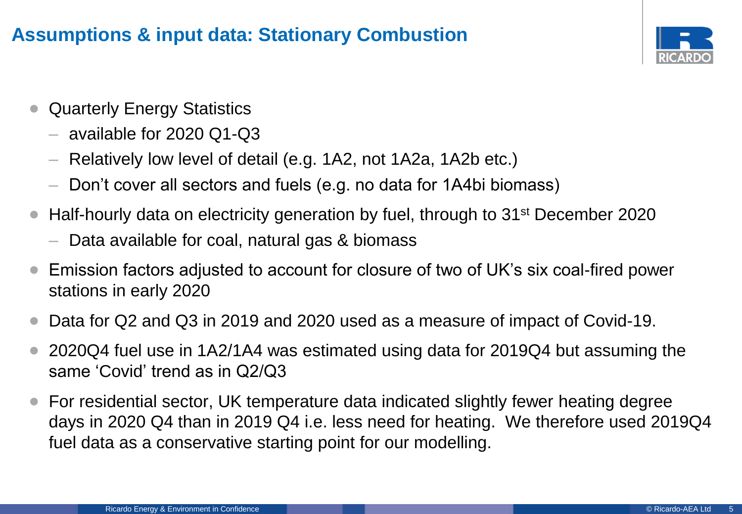# Assumptions & input data: Stationary Combustion

- Quarterly Energy Statistics
  - available for 2020 Q1-Q3
  - Relatively low level of detail (e.g. 1A2, not 1A2a, 1A2b etc.)
  - Don't cover all sectors and fuels (e.g. no data for 1A4bi biomass)
- Half-hourly data on electricity generation by fuel, through to 31st December 2020
  - Data available for coal, natural gas & biomass
- Emission factors adjusted to account for closure of two of UK's six coal-fired power stations in early 2020
- Data for Q2 and Q3 in 2019 and 2020 used as a measure of impact of Covid-19.
- 2020Q4 fuel use in 1A2/1A4 was estimated using data for 2019Q4 but assuming the same 'Covid' trend as in Q2/Q3
- For residential sector, UK temperature data indicated slightly fewer heating degree days in 2020 Q4 than in 2019 Q4 i.e. less need for heating. We therefore used 2019Q4 fuel data as a conservative starting point for our modelling.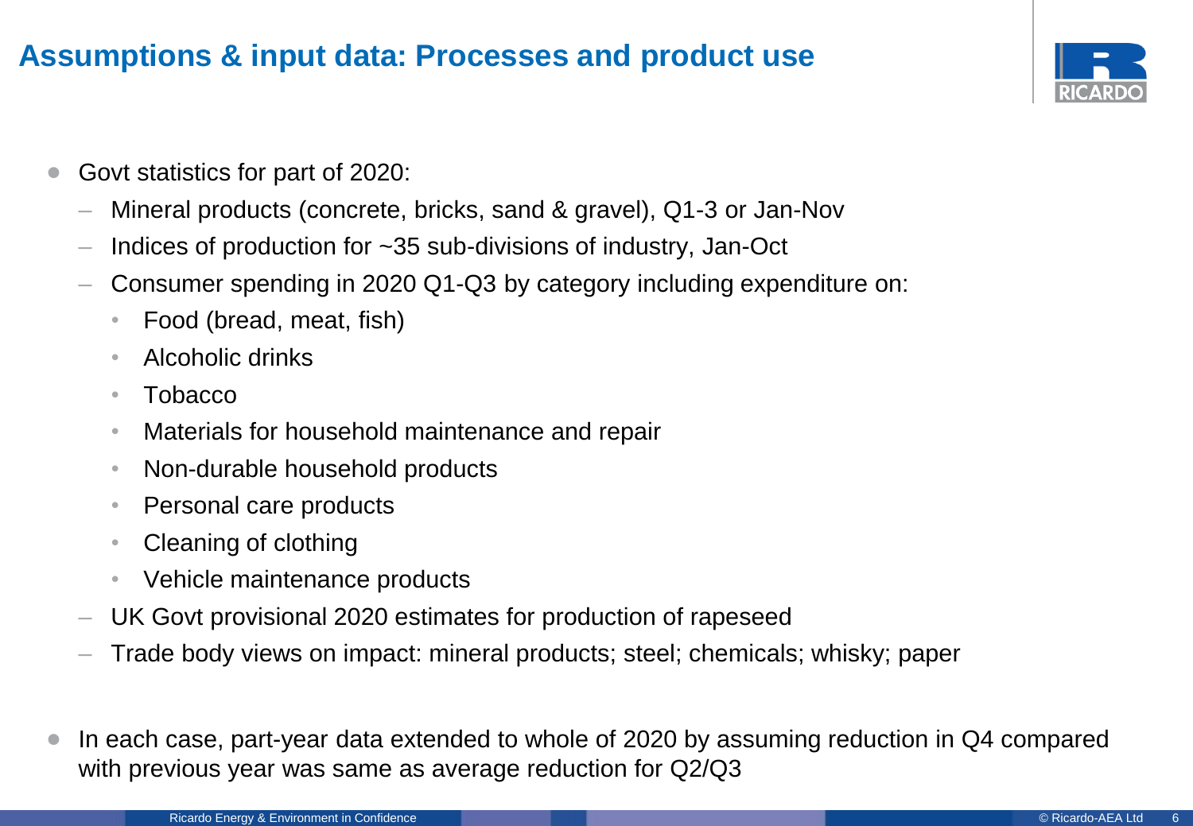# Assumptions & input data: Processes and product use

- Govt statistics for part of 2020:
  - Mineral products (concrete, bricks, sand & gravel), Q1-3 or Jan-Nov
  - Indices of production for ~35 sub-divisions of industry, Jan-Oct
  - Consumer spending in 2020 Q1-Q3 by category including expenditure on:
    - Food (bread, meat, fish)
    - Alcoholic drinks
    - Tobacco
    - Materials for household maintenance and repair
    - Non-durable household products
    - Personal care products
    - Cleaning of clothing
    - Vehicle maintenance products
  - UK Govt provisional 2020 estimates for production of rapeseed
  - Trade body views on impact: mineral products; steel; chemicals; whisky; paper

- In each case, part-year data extended to whole of 2020 by assuming reduction in Q4 compared with previous year was same as average reduction for Q2/Q3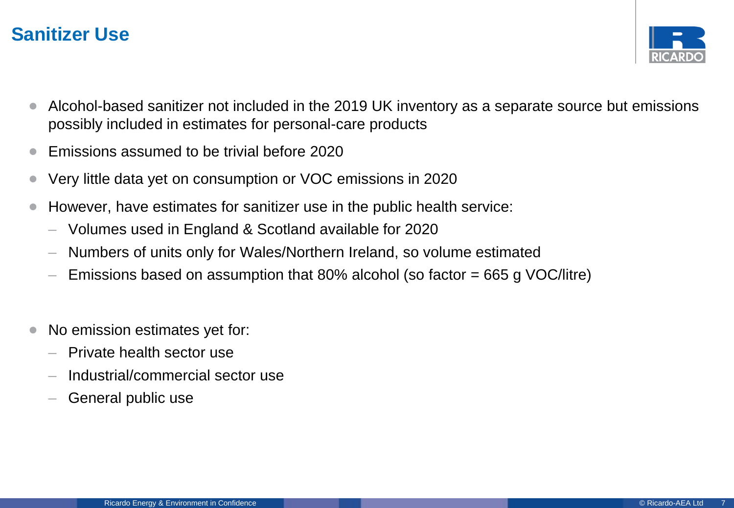# Sanitizer Use

- Alcohol-based sanitizer not included in the 2019 UK inventory as a separate source but emissions possibly included in estimates for personal-care products
- Emissions assumed to be trivial before 2020
- Very little data yet on consumption or VOC emissions in 2020
- However, have estimates for sanitizer use in the public health service:
  - Volumes used in England & Scotland available for 2020
  - Numbers of units only for Wales/Northern Ireland, so volume estimated
  - Emissions based on assumption that 80% alcohol (so factor = 665 g VOC/litre)

- No emission estimates yet for:
  - Private health sector use
  - Industrial/commercial sector use
  - General public use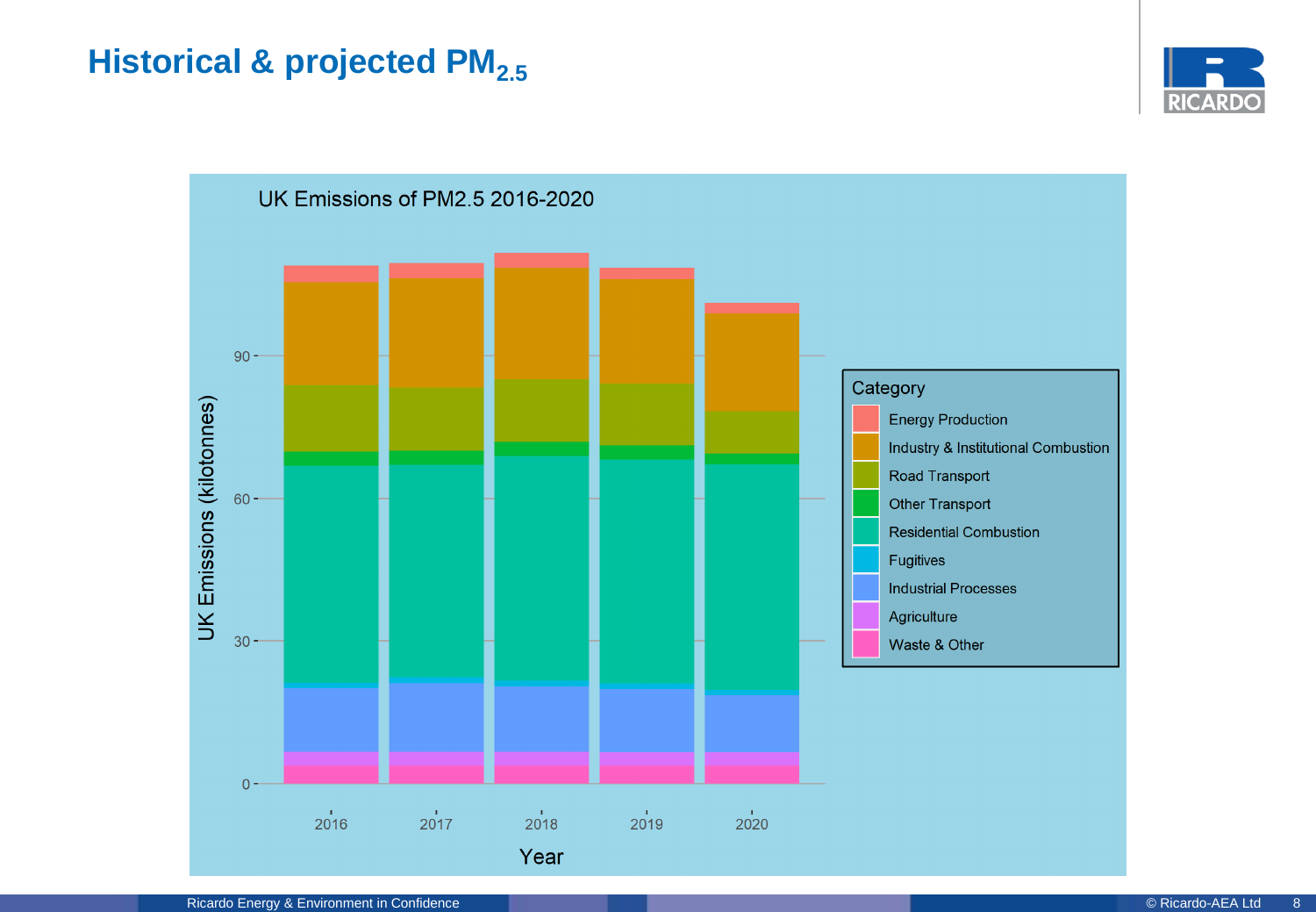# Historical & projected $PM_{2.5}$

UK Emissions of PM2.5 2016-2020

UK Emissions (kilotonnes)

Year

Category
- Energy Production
- Industry & Institutional Combustion
- Road Transport
- Other Transport
- Residential Combustion
- Fugitives
- Industrial Processes
- Agriculture
- Waste & Other

0, 30, 60, 90

2016, 2017, 2018, 2019, 2020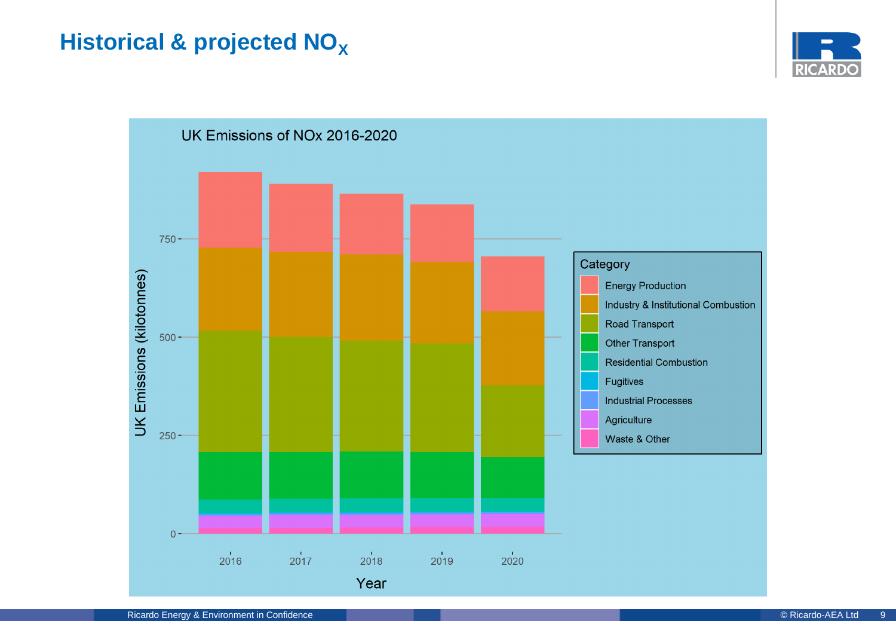# Historical & projected $NO_X$

UK Emissions of NOx 2016-2020

UK Emissions (kilotonnes)

750
500
250
0

2016 2017 2018 2019 2020

Year

Category
- Energy Production
- Industry & Institutional Combustion
- Road Transport
- Other Transport
- Residential Combustion
- Fugitives
- Industrial Processes
- Agriculture
- Waste & Other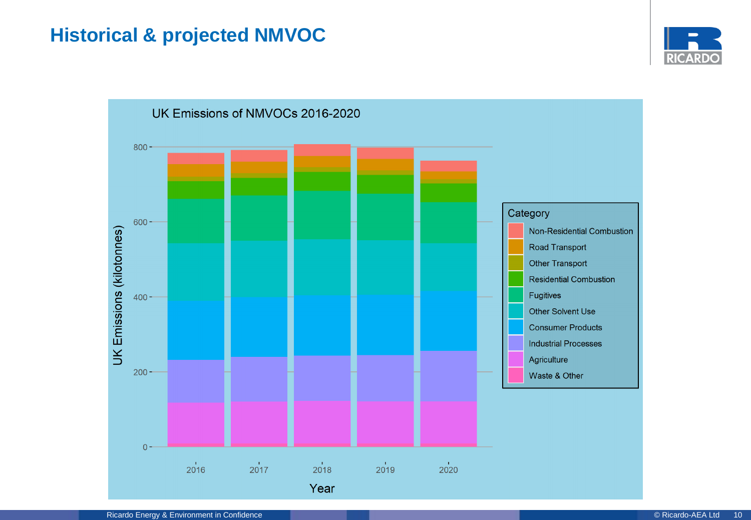# Historical & projected NMVOC

UK Emissions of NMVOCs 2016-2020

UK Emissions (kilotonnes)

Year

Category: Non-Residential Combustion, Road Transport, Other Transport, Residential Combustion, Fugitives, Other Solvent Use, Consumer Products, Industrial Processes, Agriculture, Waste & Other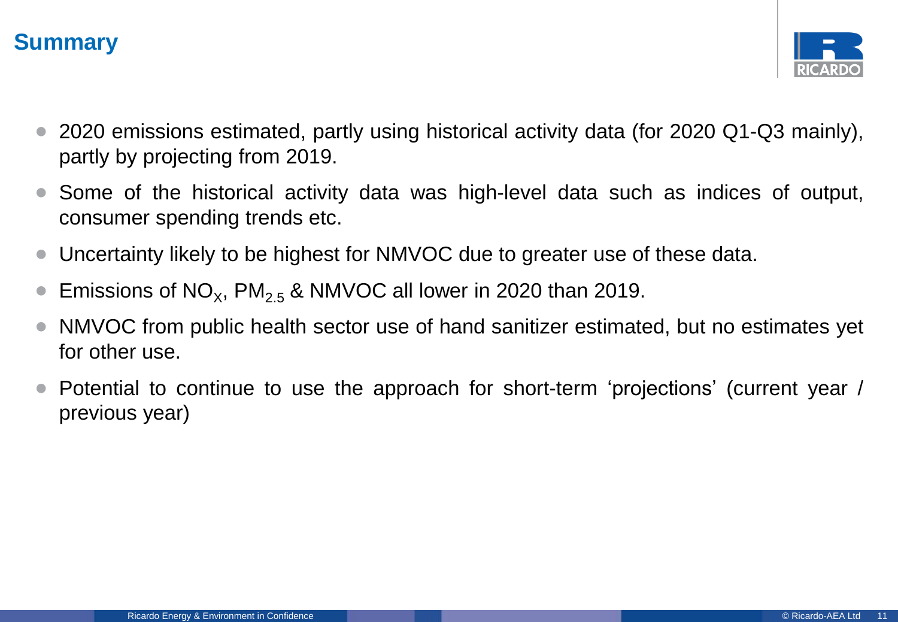# Summary

- 2020 emissions estimated, partly using historical activity data (for 2020 Q1-Q3 mainly), partly by projecting from 2019.
- Some of the historical activity data was high-level data such as indices of output, consumer spending trends etc.
- Uncertainty likely to be highest for NMVOC due to greater use of these data.
- Emissions of $NO_X$, $PM_{2.5}$ & NMVOC all lower in 2020 than 2019.
- NMVOC from public health sector use of hand sanitizer estimated, but no estimates yet for other use.
- Potential to continue to use the approach for short-term ‘projections’ (current year / previous year)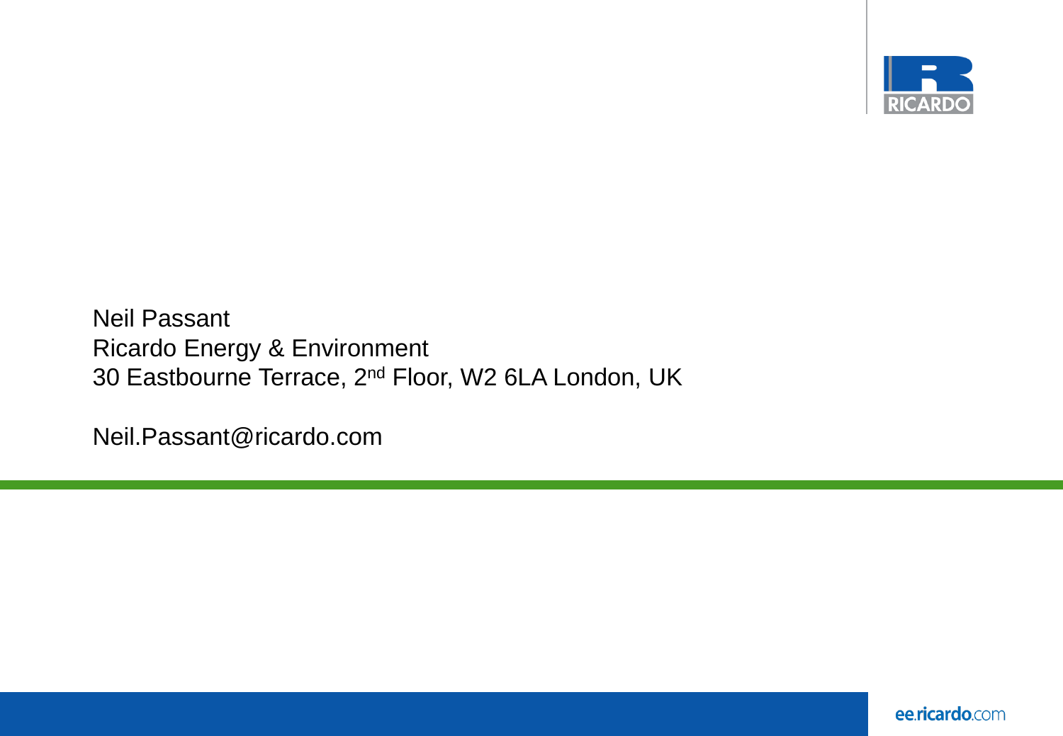Neil Passant
Ricardo Energy & Environment
30 Eastbourne Terrace, 2nd Floor, W2 6LA London, UK

Neil.Passant@ricardo.com